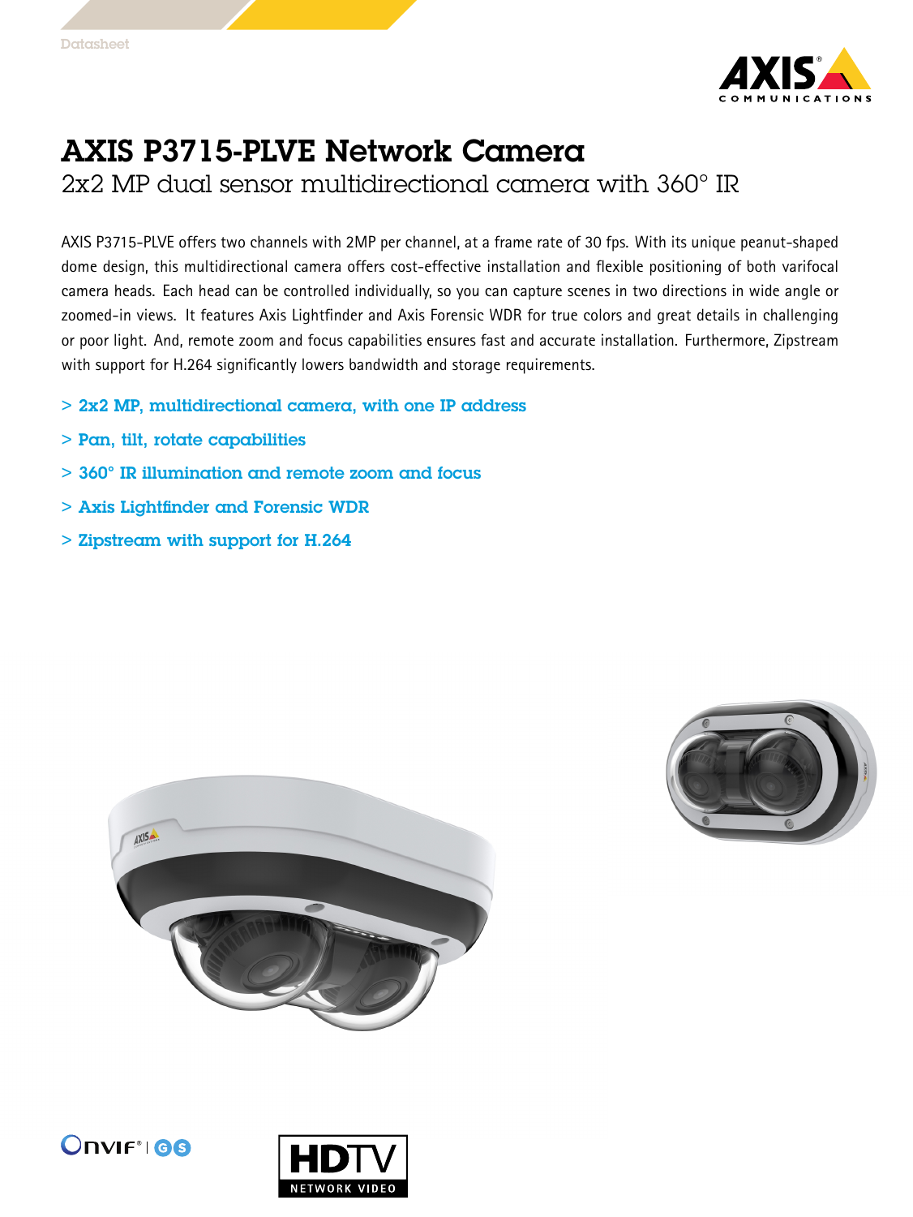Datasheet

# AXIS P3715-PLVE Network Camera

## 2x2 MP dual sensor multidirectional camera with 360° IR

AXIS P3715-PLVE offers two channels with 2MP per channel, at a frame rate of 30 fps. With its unique peanut-shaped dome design, this multidirectional camera offers cost-effective installation and flexible positioning of both varifocal camera heads. Each head can be controlled individually, so you can capture scenes in two directions in wide angle or zoomed-in views. It features Axis Lightfinder and Axis Forensic WDR for true colors and great details in challenging or poor light. And, remote zoom and focus capabilities ensures fast and accurate installation. Furthermore, Zipstream with support for H.264 significantly lowers bandwidth and storage requirements.

- **2x2 MP, multidirectional camera, with one IP address**
- **Pan, tilt, rotate capabilities**
- **360° IR illumination and remote zoom and focus**
- **Axis Lightfinder and Forensic WDR**
- **Zipstream with support for H.264**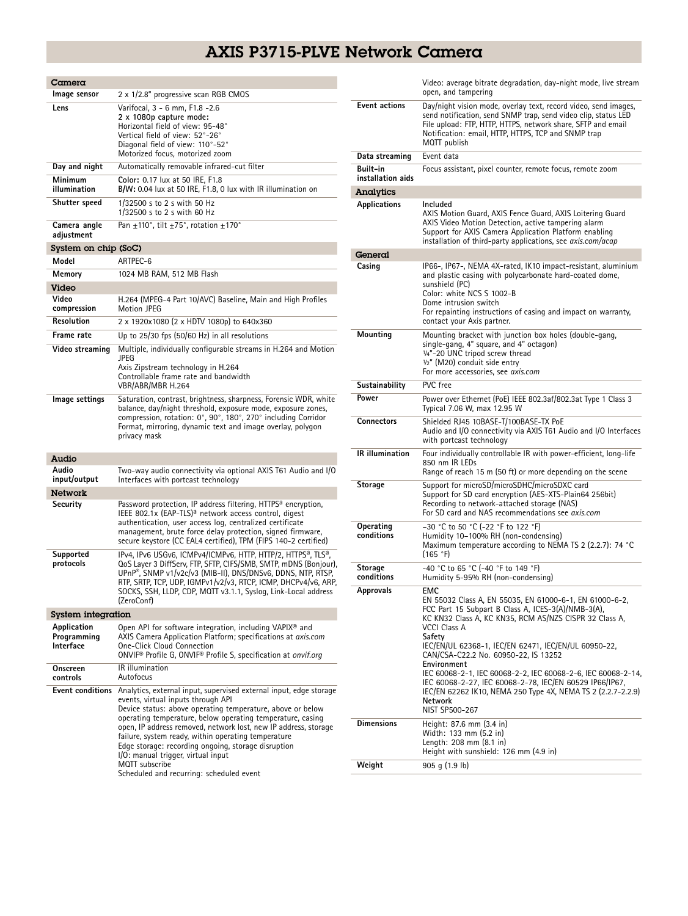# AXIS P3715-PLVE Network Camera

## Camera

| | |
|---|---|
| **Image sensor** | 2 x 1/2.8" progressive scan RGB CMOS |
| **Lens** | Varifocal, 3 - 6 mm, F1.8 -2.6<br>**2 x 1080p capture mode:**<br>Horizontal field of view: 95-48°<br>Vertical field of view: 52°-26°<br>Diagonal field of view: 110°-52°<br>Motorized focus, motorized zoom |
| **Day and night** | Automatically removable infrared-cut filter |
| **Minimum illumination** | **Color:** 0.17 lux at 50 IRE, F1.8<br>**B/W:** 0.04 lux at 50 IRE, F1.8, 0 lux with IR illumination on |
| **Shutter speed** | 1/32500 s to 2 s with 50 Hz<br>1/32500 s to 2 s with 60 Hz |
| **Camera angle adjustment** | Pan ±110°, tilt ±75°, rotation ±170° |

## System on chip (SoC)

| | |
|---|---|
| **Model** | ARTPEC-6 |
| **Memory** | 1024 MB RAM, 512 MB Flash |

## Video

| | |
|---|---|
| **Video compression** | H.264 (MPEG-4 Part 10/AVC) Baseline, Main and High Profiles<br>Motion JPEG |
| **Resolution** | 2 x 1920x1080 (2 x HDTV 1080p) to 640x360 |
| **Frame rate** | Up to 25/30 fps (50/60 Hz) in all resolutions |
| **Video streaming** | Multiple, individually configurable streams in H.264 and Motion JPEG<br>Axis Zipstream technology in H.264<br>Controllable frame rate and bandwidth<br>VBR/ABR/MBR H.264 |
| **Image settings** | Saturation, contrast, brightness, sharpness, Forensic WDR, white balance, day/night threshold, exposure mode, exposure zones, compression, rotation: 0°, 90°, 180°, 270° including Corridor Format, mirroring, dynamic text and image overlay, polygon privacy mask |

## Audio

| | |
|---|---|
| **Audio input/output** | Two-way audio connectivity via optional AXIS T61 Audio and I/O Interfaces with portcast technology |

## Network

| | |
|---|---|
| **Security** | Password protection, IP address filtering, HTTPS[a] encryption, IEEE 802.1x (EAP-TLS)[a] network access control, digest authentication, user access log, centralized certificate management, brute force delay protection, signed firmware, secure keystore (CC EAL4 certified), TPM (FIPS 140-2 certified) |
| **Supported protocols** | IPv4, IPv6 USGv6, ICMPv4/ICMPv6, HTTP, HTTP/2, HTTPS[a], TLS[a], QoS Layer 3 DiffServ, FTP, SFTP, CIFS/SMB, SMTP, mDNS (Bonjour), UPnP®, SNMP v1/v2c/v3 (MIB-II), DNS/DNSv6, DDNS, NTP, RTSP, RTP, SRTP, TCP, UDP, IGMPv1/v2/v3, RTCP, ICMP, DHCPv4/v6, ARP, SOCKS, SSH, LLDP, CDP, MQTT v3.1.1, Syslog, Link-Local address (ZeroConf) |

## System integration

| | |
|---|---|
| **Application Programming Interface** | Open API for software integration, including VAPIX® and AXIS Camera Application Platform; specifications at *axis.com*<br>One-Click Cloud Connection<br>ONVIF® Profile G, ONVIF® Profile S, specification at *onvif.org* |
| **Onscreen controls** | IR illumination<br>Autofocus |
| **Event conditions** | Analytics, external input, supervised external input, edge storage events, virtual inputs through API<br>Device status: above operating temperature, above or below operating temperature, below operating temperature, casing open, IP address removed, network lost, new IP address, storage failure, system ready, within operating temperature<br>Edge storage: recording ongoing, storage disruption<br>I/O: manual trigger, virtual input<br>MQTT subscribe<br>Scheduled and recurring: scheduled event<br>Video: average bitrate degradation, day-night mode, live stream open, and tampering |
| **Event actions** | Day/night vision mode, overlay text, record video, send images, send notification, send SNMP trap, send video clip, status LED<br>File upload: FTP, HTTP, HTTPS, network share, SFTP and email<br>Notification: email, HTTP, HTTPS, TCP and SNMP trap<br>MQTT publish |
| **Data streaming** | Event data |
| **Built-in installation aids** | Focus assistant, pixel counter, remote focus, remote zoom |

## Analytics

| | |
|---|---|
| **Applications** | Included<br>AXIS Motion Guard, AXIS Fence Guard, AXIS Loitering Guard<br>AXIS Video Motion Detection, active tampering alarm<br>Support for AXIS Camera Application Platform enabling installation of third-party applications, see *axis.com/acap* |

## General

| | |
|---|---|
| **Casing** | IP66-, IP67-, NEMA 4X-rated, IK10 impact-resistant, aluminium and plastic casing with polycarbonate hard-coated dome, sunshield (PC)<br>Color: white NCS S 1002-B<br>Dome intrusion switch<br>For repainting instructions of casing and impact on warranty, contact your Axis partner. |
| **Mounting** | Mounting bracket with junction box holes (double-gang, single-gang, 4" square, and 4" octagon)<br>¼"-20 UNC tripod screw thread<br>½" (M20) conduit side entry<br>For more accessories, see *axis.com* |
| **Sustainability** | PVC free |
| **Power** | Power over Ethernet (PoE) IEEE 802.3af/802.3at Type 1 Class 3<br>Typical 7.06 W, max 12.95 W |
| **Connectors** | Shielded RJ45 10BASE-T/100BASE-TX PoE<br>Audio and I/O connectivity via AXIS T61 Audio and I/O Interfaces with portcast technology |
| **IR illumination** | Four individually controllable IR with power-efficient, long-life 850 nm IR LEDs<br>Range of reach 15 m (50 ft) or more depending on the scene |
| **Storage** | Support for microSD/microSDHC/microSDXC card<br>Support for SD card encryption (AES-XTS-Plain64 256bit)<br>Recording to network-attached storage (NAS)<br>For SD card and NAS recommendations see *axis.com* |
| **Operating conditions** | -30 °C to 50 °C (-22 °F to 122 °F)<br>Humidity 10–100% RH (non-condensing)<br>Maximum temperature according to NEMA TS 2 (2.2.7): 74 °C (165 °F) |
| **Storage conditions** | -40 °C to 65 °C (-40 °F to 149 °F)<br>Humidity 5-95% RH (non-condensing) |
| **Approvals** | **EMC**<br>EN 55032 Class A, EN 55035, EN 61000-6-1, EN 61000-6-2, FCC Part 15 Subpart B Class A, ICES-3(A)/NMB-3(A), KC KN32 Class A, KC KN35, RCM AS/NZS CISPR 32 Class A, VCCI Class A<br>**Safety**<br>IEC/EN/UL 62368-1, IEC/EN 62471, IEC/EN/UL 60950-22, CAN/CSA-C22.2 No. 60950-22, IS 13252<br>**Environment**<br>IEC 60068-2-1, IEC 60068-2-2, IEC 60068-2-6, IEC 60068-2-14, IEC 60068-2-27, IEC 60068-2-78, IEC/EN 60529 IP66/IP67, IEC/EN 62262 IK10, NEMA 250 Type 4X, NEMA TS 2 (2.2.7-2.2.9)<br>**Network**<br>NIST SP500-267 |
| **Dimensions** | Height: 87.6 mm (3.4 in)<br>Width: 133 mm (5.2 in)<br>Length: 208 mm (8.1 in)<br>Height with sunshield: 126 mm (4.9 in) |
| **Weight** | 905 g (1.9 lb) |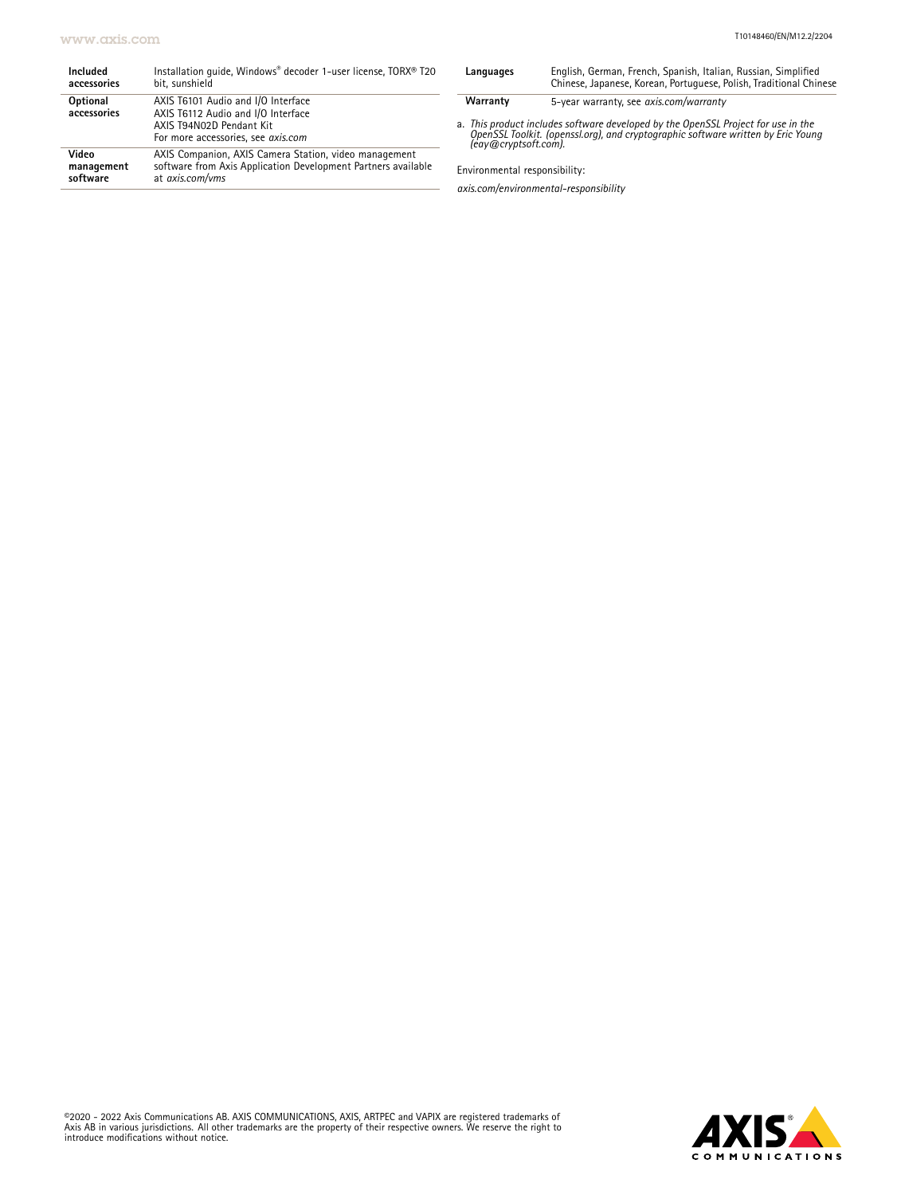| | |
|---|---|
| **Included accessories** | Installation guide, Windows® decoder 1-user license, TORX® T20 bit, sunshield |
| **Optional accessories** | AXIS T6101 Audio and I/O Interface<br>AXIS T6112 Audio and I/O Interface<br>AXIS T94N02D Pendant Kit<br>For more accessories, see *axis.com* |
| **Video management software** | AXIS Companion, AXIS Camera Station, video management software from Axis Application Development Partners available at *axis.com/vms* |
| **Languages** | English, German, French, Spanish, Italian, Russian, Simplified Chinese, Japanese, Korean, Portuguese, Polish, Traditional Chinese |
| **Warranty** | 5-year warranty, see *axis.com/warranty* |

a. *This product includes software developed by the OpenSSL Project for use in the OpenSSL Toolkit. (openssl.org), and cryptographic software written by Eric Young (eay@cryptsoft.com).*

Environmental responsibility:

*axis.com/environmental-responsibility*

©2020 - 2022 Axis Communications AB. AXIS COMMUNICATIONS, AXIS, ARTPEC and VAPIX are registered trademarks of Axis AB in various jurisdictions. All other trademarks are the property of their respective owners. We reserve the right to introduce modifications without notice.